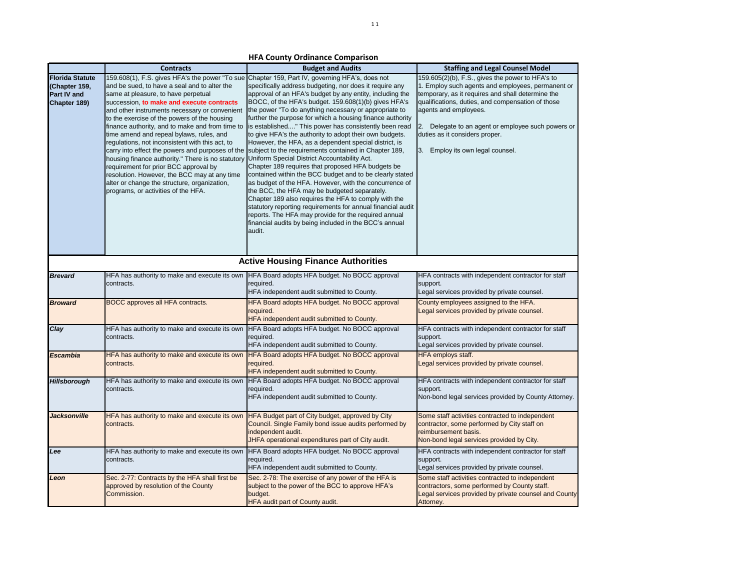# HFA County Ordinance Comparison

| | Contracts | Budget and Audits | Staffing and Legal Counsel Model |
|---|---|---|---|
| **Florida Statute (Chapter 159, Part IV and Chapter 189)** | 159.608(1), F.S. gives HFA's the power "To sue and be sued, to have a seal and to alter the same at pleasure, to have perpetual succession, **to make and execute contracts** and other instruments necessary or convenient to the exercise of the powers of the housing finance authority, and to make and from time to time amend and repeal bylaws, rules, and regulations, not inconsistent with this act, to carry into effect the powers and purposes of the housing finance authority." There is no statutory requirement for prior BCC approval by resolution. However, the BCC may at any time alter or change the structure, organization, programs, or activities of the HFA. | Chapter 159, Part IV, governing HFA's, does not specifically address budgeting, nor does it require any approval of an HFA's budget by any entity, including the BOCC, of the HFA's budget. 159.608(1)(b) gives HFA's the power "To do anything necessary or appropriate to further the purpose for which a housing finance authority is established...." This power has consistently been read to give HFA's the authority to adopt their own budgets. However, the HFA, as a dependent special district, is subject to the requirements contained in Chapter 189, Uniform Special District Accountability Act. Chapter 189 requires that proposed HFA budgets be contained within the BCC budget and to be clearly stated as budget of the HFA. However, with the concurrence of the BCC, the HFA may be budgeted separately. Chapter 189 also requires the HFA to comply with the statutory reporting requirements for annual financial audit reports. The HFA may provide for the required annual financial audits by being included in the BCC's annual audit. | 159.605(2)(b), F.S., gives the power to HFA's to 1. Employ such agents and employees, permanent or temporary, as it requires and shall determine the qualifications, duties, and compensation of those agents and employees. 2. Delegate to an agent or employee such powers or duties as it considers proper. 3. Employ its own legal counsel. |
| **Active Housing Finance Authorities** | | | |
| ***Brevard*** | HFA has authority to make and execute its own contracts. | HFA Board adopts HFA budget. No BOCC approval required. HFA independent audit submitted to County. | HFA contracts with independent contractor for staff support. Legal services provided by private counsel. |
| ***Broward*** | BOCC approves all HFA contracts. | HFA Board adopts HFA budget. No BOCC approval required. HFA independent audit submitted to County. | County employees assigned to the HFA. Legal services provided by private counsel. |
| ***Clay*** | HFA has authority to make and execute its own contracts. | HFA Board adopts HFA budget. No BOCC approval required. HFA independent audit submitted to County. | HFA contracts with independent contractor for staff support. Legal services provided by private counsel. |
| ***Escambia*** | HFA has authority to make and execute its own contracts. | HFA Board adopts HFA budget. No BOCC approval required. HFA independent audit submitted to County. | HFA employs staff. Legal services provided by private counsel. |
| ***Hillsborough*** | HFA has authority to make and execute its own contracts. | HFA Board adopts HFA budget. No BOCC approval required. HFA independent audit submitted to County. | HFA contracts with independent contractor for staff support. Non-bond legal services provided by County Attorney. |
| ***Jacksonville*** | HFA has authority to make and execute its own contracts. | HFA Budget part of City budget, approved by City Council. Single Family bond issue audits performed by independent audit. JHFA operational expenditures part of City audit. | Some staff activities contracted to independent contractor, some performed by City staff on reimbursement basis. Non-bond legal services provided by City. |
| ***Lee*** | HFA has authority to make and execute its own contracts. | HFA Board adopts HFA budget. No BOCC approval required. HFA independent audit submitted to County. | HFA contracts with independent contractor for staff support. Legal services provided by private counsel. |
| ***Leon*** | Sec. 2-77: Contracts by the HFA shall first be approved by resolution of the County Commission. | Sec. 2-78: The exercise of any power of the HFA is subject to the power of the BCC to approve HFA's budget. HFA audit part of County audit. | Some staff activities contracted to independent contractors, some performed by County staff. Legal services provided by private counsel and County Attorney. |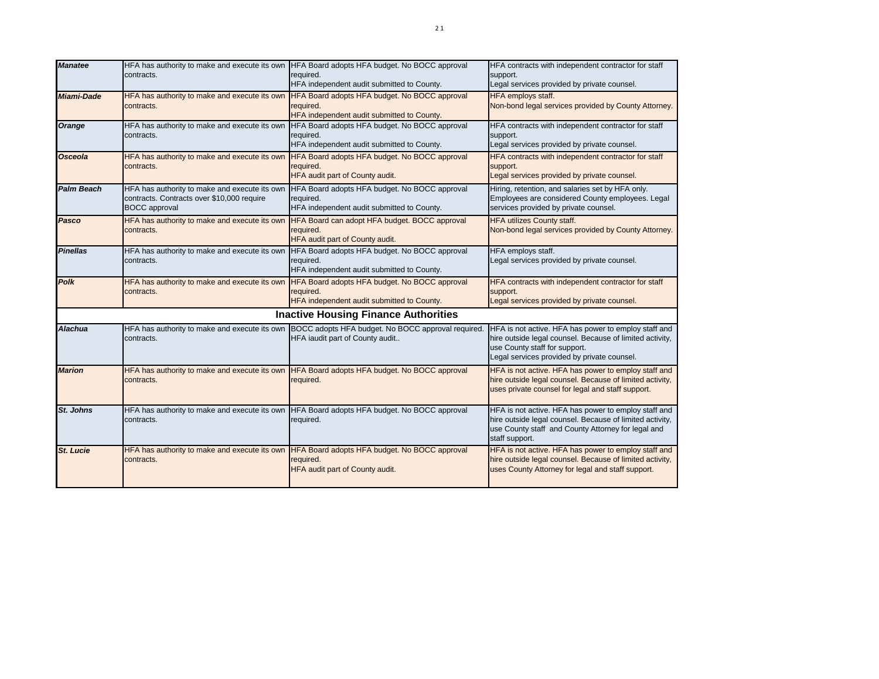| | | | |
|---|---|---|---|
| ***Manatee*** | HFA has authority to make and execute its own contracts. | HFA Board adopts HFA budget. No BOCC approval required.<br>HFA independent audit submitted to County. | HFA contracts with independent contractor for staff support.<br>Legal services provided by private counsel. |
| ***Miami-Dade*** | HFA has authority to make and execute its own contracts. | HFA Board adopts HFA budget. No BOCC approval required.<br>HFA independent audit submitted to County. | HFA employs staff.<br>Non-bond legal services provided by County Attorney. |
| ***Orange*** | HFA has authority to make and execute its own contracts. | HFA Board adopts HFA budget. No BOCC approval required.<br>HFA independent audit submitted to County. | HFA contracts with independent contractor for staff support.<br>Legal services provided by private counsel. |
| ***Osceola*** | HFA has authority to make and execute its own contracts. | HFA Board adopts HFA budget. No BOCC approval required.<br>HFA audit part of County audit. | HFA contracts with independent contractor for staff support.<br>Legal services provided by private counsel. |
| ***Palm Beach*** | HFA has authority to make and execute its own contracts. Contracts over $10,000 require BOCC approval | HFA Board adopts HFA budget. No BOCC approval required.<br>HFA independent audit submitted to County. | Hiring, retention, and salaries set by HFA only. Employees are considered County employees. Legal services provided by private counsel. |
| ***Pasco*** | HFA has authority to make and execute its own contracts. | HFA Board can adopt HFA budget. BOCC approval required.<br>HFA audit part of County audit. | HFA utilizes County staff.<br>Non-bond legal services provided by County Attorney. |
| ***Pinellas*** | HFA has authority to make and execute its own contracts. | HFA Board adopts HFA budget. No BOCC approval required.<br>HFA independent audit submitted to County. | HFA employs staff.<br>Legal services provided by private counsel. |
| ***Polk*** | HFA has authority to make and execute its own contracts. | HFA Board adopts HFA budget. No BOCC approval required.<br>HFA independent audit submitted to County. | HFA contracts with independent contractor for staff support.<br>Legal services provided by private counsel. |
| **Inactive Housing Finance Authorities** | | | |
| ***Alachua*** | HFA has authority to make and execute its own contracts. | BOCC adopts HFA budget. No BOCC approval required.<br>HFA iaudit part of County audit.. | HFA is not active. HFA has power to employ staff and hire outside legal counsel. Because of limited activity, use County staff for support.<br>Legal services provided by private counsel. |
| ***Marion*** | HFA has authority to make and execute its own contracts. | HFA Board adopts HFA budget. No BOCC approval required. | HFA is not active. HFA has power to employ staff and hire outside legal counsel. Because of limited activity, uses private counsel for legal and staff support. |
| ***St. Johns*** | HFA has authority to make and execute its own contracts. | HFA Board adopts HFA budget. No BOCC approval required. | HFA is not active. HFA has power to employ staff and hire outside legal counsel. Because of limited activity, use County staff and County Attorney for legal and staff support. |
| ***St. Lucie*** | HFA has authority to make and execute its own contracts. | HFA Board adopts HFA budget. No BOCC approval required.<br>HFA audit part of County audit. | HFA is not active. HFA has power to employ staff and hire outside legal counsel. Because of limited activity, uses County Attorney for legal and staff support. |